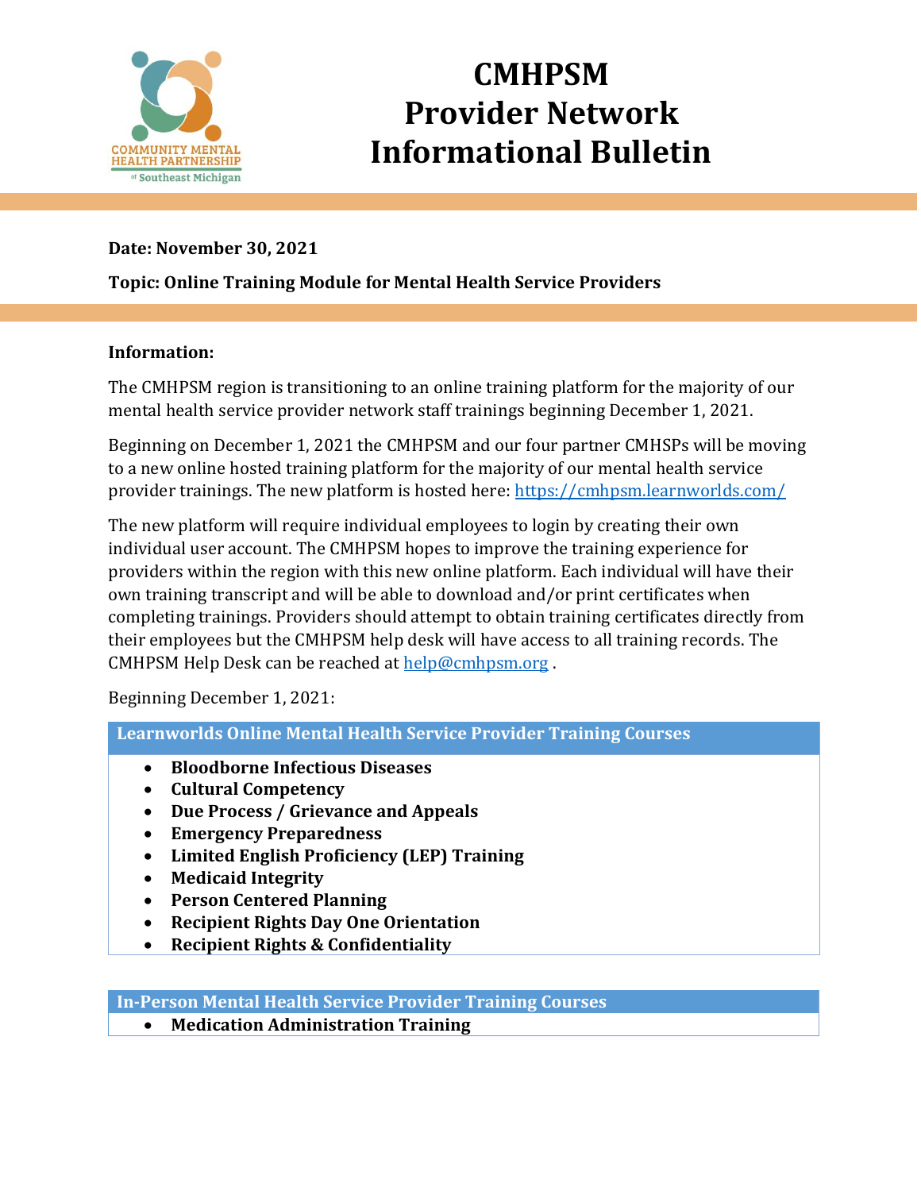# CMHPSM Provider Network Informational Bulletin

COMMUNITY MENTAL HEALTH PARTNERSHIP of Southeast Michigan

**Date: November 30, 2021**

**Topic: Online Training Module for Mental Health Service Providers**

**Information:**

The CMHPSM region is transitioning to an online training platform for the majority of our mental health service provider network staff trainings beginning December 1, 2021.

Beginning on December 1, 2021 the CMHPSM and our four partner CMHSPs will be moving to a new online hosted training platform for the majority of our mental health service provider trainings. The new platform is hosted here: https://cmhpsm.learnworlds.com/

The new platform will require individual employees to login by creating their own individual user account. The CMHPSM hopes to improve the training experience for providers within the region with this new online platform. Each individual will have their own training transcript and will be able to download and/or print certificates when completing trainings. Providers should attempt to obtain training certificates directly from their employees but the CMHPSM help desk will have access to all training records. The CMHPSM Help Desk can be reached at help@cmhpsm.org .

Beginning December 1, 2021:

| Learnworlds Online Mental Health Service Provider Training Courses |
| --- |
| • **Bloodborne Infectious Diseases**<br>• **Cultural Competency**<br>• **Due Process / Grievance and Appeals**<br>• **Emergency Preparedness**<br>• **Limited English Proficiency (LEP) Training**<br>• **Medicaid Integrity**<br>• **Person Centered Planning**<br>• **Recipient Rights Day One Orientation**<br>• **Recipient Rights & Confidentiality** |

| In-Person Mental Health Service Provider Training Courses |
| --- |
| • **Medication Administration Training** |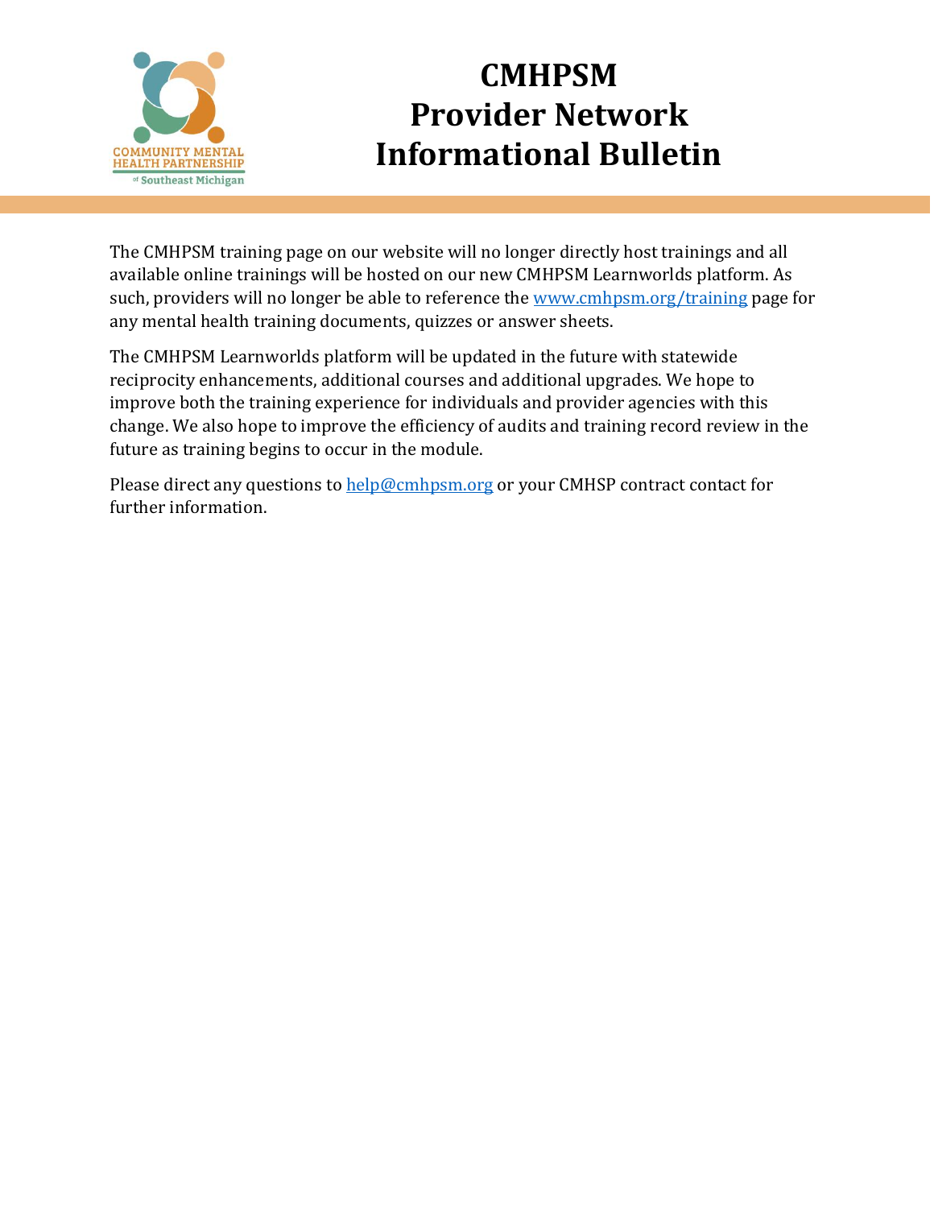# CMHPSM Provider Network Informational Bulletin

The CMHPSM training page on our website will no longer directly host trainings and all available online trainings will be hosted on our new CMHPSM Learnworlds platform. As such, providers will no longer be able to reference the www.cmhpsm.org/training page for any mental health training documents, quizzes or answer sheets.

The CMHPSM Learnworlds platform will be updated in the future with statewide reciprocity enhancements, additional courses and additional upgrades. We hope to improve both the training experience for individuals and provider agencies with this change. We also hope to improve the efficiency of audits and training record review in the future as training begins to occur in the module.

Please direct any questions to help@cmhpsm.org or your CMHSP contract contact for further information.